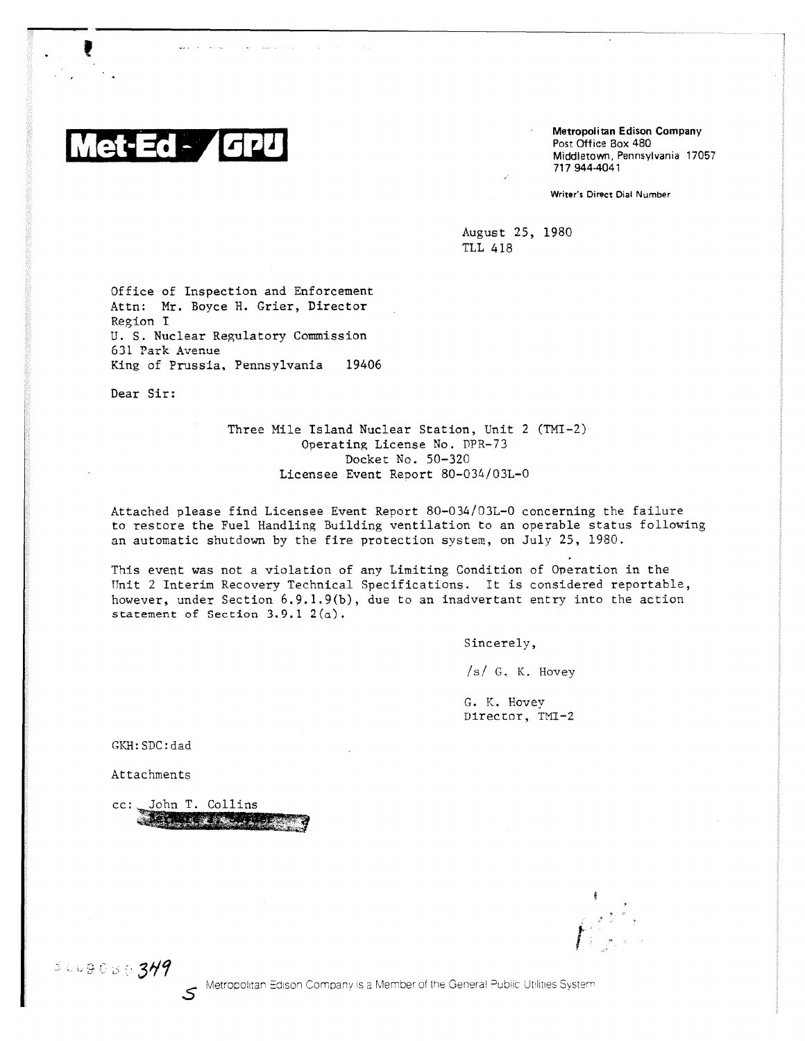**Met-Ed - GPU**

**Metropolitan Edison Company**
Post Office Box 480
Middletown, Pennsylvania 17057
717 944-4041

Writer's Direct Dial Number

August 25, 1980
TLL 418

Office of Inspection and Enforcement
Attn: Mr. Boyce H. Grier, Director
Region I
U. S. Nuclear Regulatory Commission
631 Park Avenue
King of Prussia, Pennsylvania 19406

Dear Sir:

Three Mile Island Nuclear Station, Unit 2 (TMI-2)
Operating License No. DPR-73
Docket No. 50-320
Licensee Event Report 80-034/03L-0

Attached please find Licensee Event Report 80-034/03L-0 concerning the failure to restore the Fuel Handling Building ventilation to an operable status following an automatic shutdown by the fire protection system, on July 25, 1980.

This event was not a violation of any Limiting Condition of Operation in the Unit 2 Interim Recovery Technical Specifications. It is considered reportable, however, under Section 6.9.1.9(b), due to an inadvertant entry into the action statement of Section 3.9.1 2(a).

Sincerely,

/s/ G. K. Hovey

G. K. Hovey
Director, TMI-2

GKH:SDC:dad

Attachments

cc: John T. Collins

8009030349

Metropolitan Edison Company is a Member of the General Public Utilities System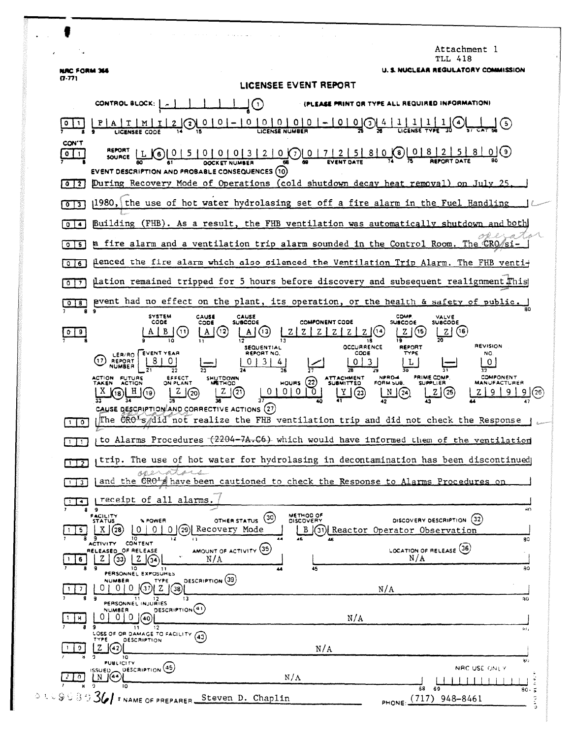Attachment 1
TLL 418

NRC FORM 366 (7-77)

U. S. NUCLEAR REGULATORY COMMISSION

# LICENSEE EVENT REPORT

CONTROL BLOCK: | - | | | | | | (1) (PLEASE PRINT OR TYPE ALL REQUIRED INFORMATION)

| 0 | 1 | P A T M I 2 (2) | 0 0 - 0 0 0 0 0 - 0 0 (3) | 4 1 1 1 1 (4) | | (5) |
|---|---|---|---|---|---|
| | | LICENSEE CODE | LICENSE NUMBER | LICENSE TYPE | CAT |

CON'T

| 0 1 | REPORT SOURCE | L (6) | 0 5 0 0 0 3 2 0 (7) | 0 7 2 5 8 0 (8) | 0 8 2 5 8 0 (9) |
|---|---|---|---|---|---|
| | | | DOCKET NUMBER | EVENT DATE | REPORT DATE |

EVENT DESCRIPTION AND PROBABLE CONSEQUENCES (10)

| 0 2 | During Recovery Mode of Operations (cold shutdown decay heat removal) on July 25, |
|---|---|
| 0 3 | 1980, the use of hot water hydrolasing set off a fire alarm in the Fuel Handling |
| 0 4 | Building (FHB). As a result, the FHB ventilation was automatically shutdown and both |
| 0 5 | a fire alarm and a ventilation trip alarm sounded in the Control Room. The ~~CRO~~ operator si- |
| 0 6 | lenced the fire alarm which also silenced the Ventilation Trip Alarm. The FHB venti- |
| 0 7 | lation remained tripped for 5 hours before discovery and subsequent realignment. This |
| 0 8 | event had no effect on the plant, its operation, or the health & safety of public. |

| | SYSTEM CODE | CAUSE CODE | CAUSE SUBCODE | COMPONENT CODE | COMP. SUBCODE | VALVE SUBCODE |
|---|---|---|---|---|---|---|
| 0 9 | A B (11) | A (12) | A (13) | Z Z Z Z Z Z (14) | Z (15) | Z (16) |

| (17) LER/RO REPORT NUMBER | EVENT YEAR | | SEQUENTIAL REPORT NO. | | OCCURRENCE CODE | REPORT TYPE | | REVISION NO. |
|---|---|---|---|---|---|---|---|---|
| | 8 0 | — | 0 3 4 | / | 0 3 | L | — | 0 |

| ACTION TAKEN | FUTURE ACTION | EFFECT ON PLANT | SHUTDOWN METHOD | HOURS (22) | ATTACHMENT SUBMITTED | NPRD-4 FORM SUB. | PRIME COMP. SUPPLIER | COMPONENT MANUFACTURER |
|---|---|---|---|---|---|---|---|---|
| X (18) | H (19) | Z (20) | Z (21) | 0 0 0 0 | Y (23) | N (24) | Z (25) | Z 9 9 9 (26) |

CAUSE DESCRIPTION AND CORRECTIVE ACTIONS (27)

| 1 0 | The ~~CRO's~~ operators did not realize the FHB ventilation trip and did not check the Response |
|---|---|
| 1 1 | to Alarms Procedures ~~(2204-7A.C6)~~ which would have informed them of the ventilation |
| 1 2 | trip. The use of hot water for hydrolasing in decontamination has been discontinued |
| 1 3 | and the ~~CRO's~~ operators have been cautioned to check the Response to Alarms Procedures on |
| 1 4 | receipt of all alarms. |

| | FACILITY STATUS | % POWER | OTHER STATUS (30) | METHOD OF DISCOVERY | DISCOVERY DESCRIPTION (32) |
|---|---|---|---|---|---|
| 1 5 | X (28) | 0 0 0 (29) | Recovery Mode | B (31) | Reactor Operator Observation |

| | ACTIVITY RELEASED | CONTENT OF RELEASE | AMOUNT OF ACTIVITY (35) | LOCATION OF RELEASE (36) |
|---|---|---|---|---|
| 1 6 | Z (33) | Z (34) | N/A | N/A |

PERSONNEL EXPOSURES

| | NUMBER | TYPE | DESCRIPTION (39) |
|---|---|---|---|
| 1 7 | 0 0 0 (37) | Z (38) | N/A |

PERSONNEL INJURIES

| | NUMBER | DESCRIPTION (41) |
|---|---|---|
| 1 8 | 0 0 0 (40) | N/A |

LOSS OF OR DAMAGE TO FACILITY (43)

| | TYPE | DESCRIPTION |
|---|---|---|
| 1 9 | Z (42) | N/A |

PUBLICITY

| | ISSUED | DESCRIPTION (45) | NRC USE ONLY |
|---|---|---|---|
| 2 0 | N (44) | N/A | |

NAME OF PREPARER Steven D. Chaplin PHONE: (717) 948-8461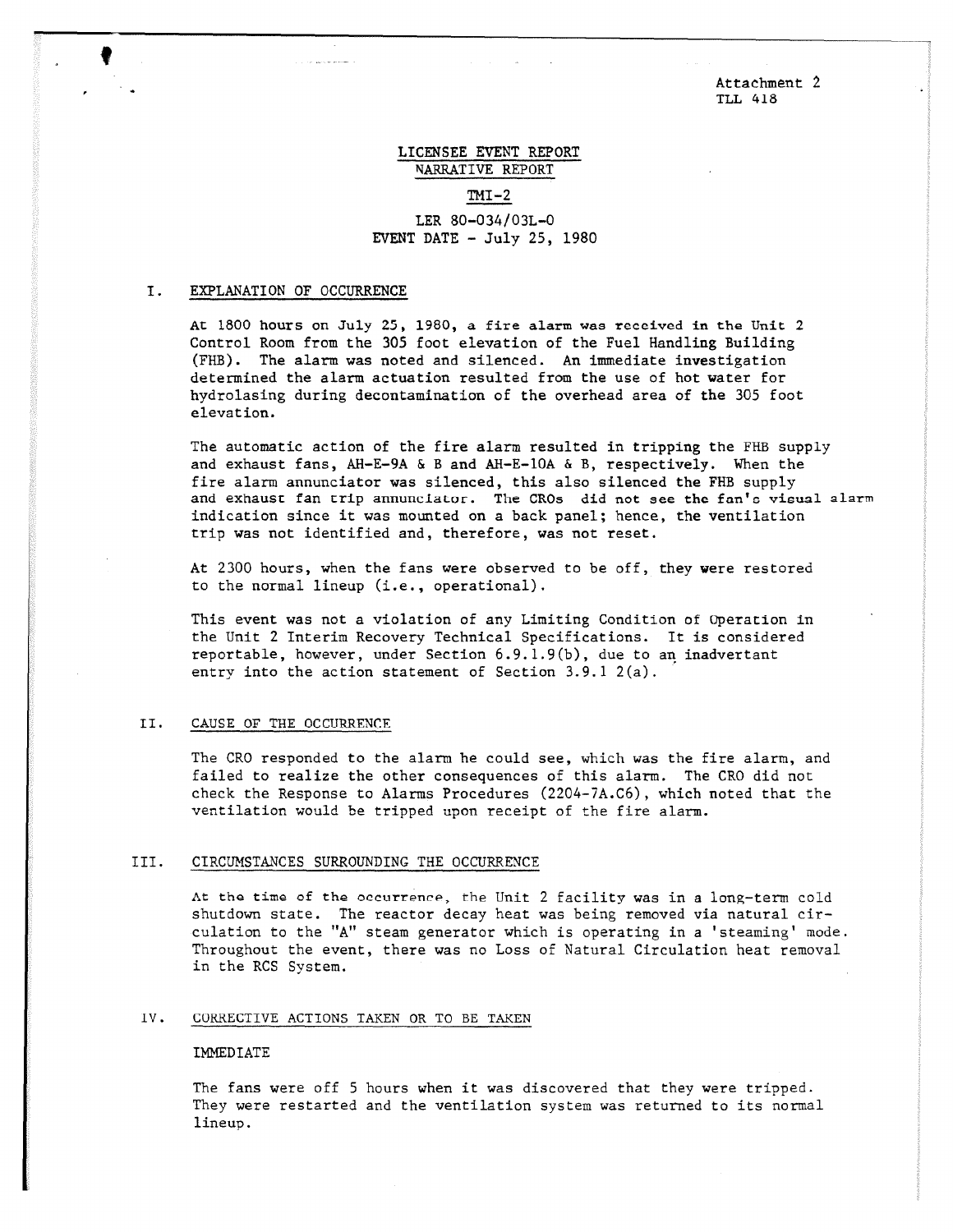Attachment 2
TLL 418

# LICENSEE EVENT REPORT
## NARRATIVE REPORT

## TMI-2

LER 80-034/03L-0
EVENT DATE - July 25, 1980

## I. EXPLANATION OF OCCURRENCE

At 1800 hours on July 25, 1980, a fire alarm was received in the Unit 2 Control Room from the 305 foot elevation of the Fuel Handling Building (FHB). The alarm was noted and silenced. An immediate investigation determined the alarm actuation resulted from the use of hot water for hydrolasing during decontamination of the overhead area of the 305 foot elevation.

The automatic action of the fire alarm resulted in tripping the FHB supply and exhaust fans, AH-E-9A & B and AH-E-10A & B, respectively. When the fire alarm annunciator was silenced, this also silenced the FHB supply and exhaust fan trip annunciator. The CROs did not see the fan's visual alarm indication since it was mounted on a back panel; hence, the ventilation trip was not identified and, therefore, was not reset.

At 2300 hours, when the fans were observed to be off, they were restored to the normal lineup (i.e., operational).

This event was not a violation of any Limiting Condition of Operation in the Unit 2 Interim Recovery Technical Specifications. It is considered reportable, however, under Section 6.9.1.9(b), due to an inadvertant entry into the action statement of Section 3.9.1 2(a).

## II. CAUSE OF THE OCCURRENCE

The CRO responded to the alarm he could see, which was the fire alarm, and failed to realize the other consequences of this alarm. The CRO did not check the Response to Alarms Procedures (2204-7A.C6), which noted that the ventilation would be tripped upon receipt of the fire alarm.

## III. CIRCUMSTANCES SURROUNDING THE OCCURRENCE

At the time of the occurrence, the Unit 2 facility was in a long-term cold shutdown state. The reactor decay heat was being removed via natural circulation to the "A" steam generator which is operating in a 'steaming' mode. Throughout the event, there was no Loss of Natural Circulation heat removal in the RCS System.

## IV. CORRECTIVE ACTIONS TAKEN OR TO BE TAKEN

### IMMEDIATE

The fans were off 5 hours when it was discovered that they were tripped. They were restarted and the ventilation system was returned to its normal lineup.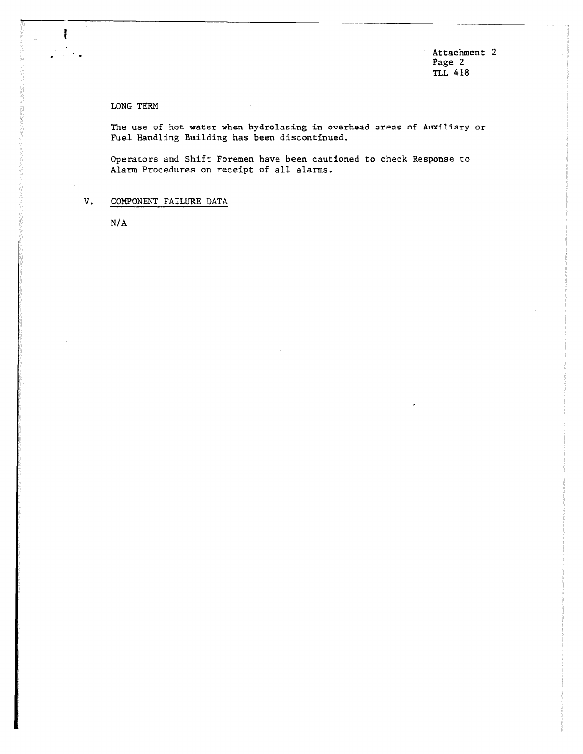Attachment 2
Page 2
TLL 418

LONG TERM

The use of hot water when hydrolasing in overhead areas of Auxiliary or Fuel Handling Building has been discontinued.

Operators and Shift Foremen have been cautioned to check Response to Alarm Procedures on receipt of all alarms.

## V. COMPONENT FAILURE DATA

N/A